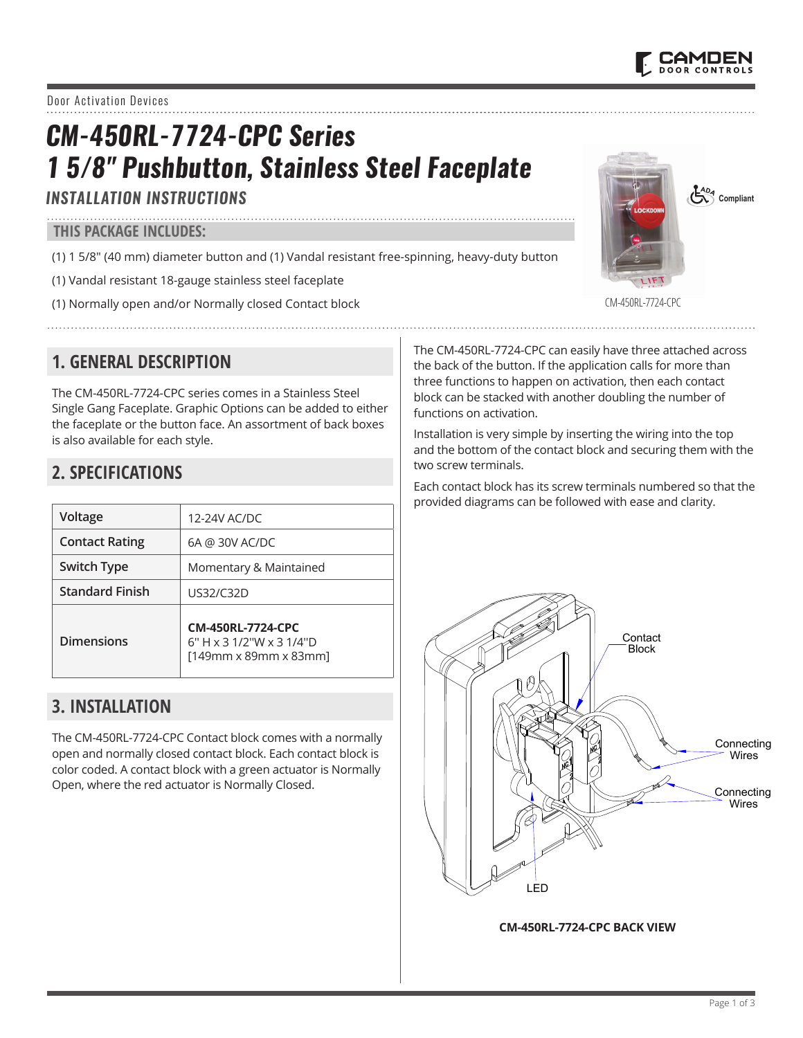Door Activation Devices

# CM-450RL-7724-CPC Series
# 1 5/8" Pushbutton, Stainless Steel Faceplate

### INSTALLATION INSTRUCTIONS

## THIS PACKAGE INCLUDES:

(1) 1 5/8" (40 mm) diameter button and (1) Vandal resistant free-spinning, heavy-duty button

(1) Vandal resistant 18-gauge stainless steel faceplate

(1) Normally open and/or Normally closed Contact block

CM-450RL-7724-CPC

## 1. GENERAL DESCRIPTION

The CM-450RL-7724-CPC series comes in a Stainless Steel Single Gang Faceplate. Graphic Options can be added to either the faceplate or the button face. An assortment of back boxes is also available for each style.

## 2. SPECIFICATIONS

| | |
|---|---|
| **Voltage** | 12-24V AC/DC |
| **Contact Rating** | 6A @ 30V AC/DC |
| **Switch Type** | Momentary & Maintained |
| **Standard Finish** | US32/C32D |
| **Dimensions** | **CM-450RL-7724-CPC** 6" H x 3 1/2"W x 3 1/4"D [149mm x 89mm x 83mm] |

## 3. INSTALLATION

The CM-450RL-7724-CPC Contact block comes with a normally open and normally closed contact block. Each contact block is color coded. A contact block with a green actuator is Normally Open, where the red actuator is Normally Closed.

The CM-450RL-7724-CPC can easily have three attached across the back of the button. If the application calls for more than three functions to happen on activation, then each contact block can be stacked with another doubling the number of functions on activation.

Installation is very simple by inserting the wiring into the top and the bottom of the contact block and securing them with the two screw terminals.

Each contact block has its screw terminals numbered so that the provided diagrams can be followed with ease and clarity.

Contact Block
Connecting Wires
Connecting Wires
LED

**CM-450RL-7724-CPC BACK VIEW**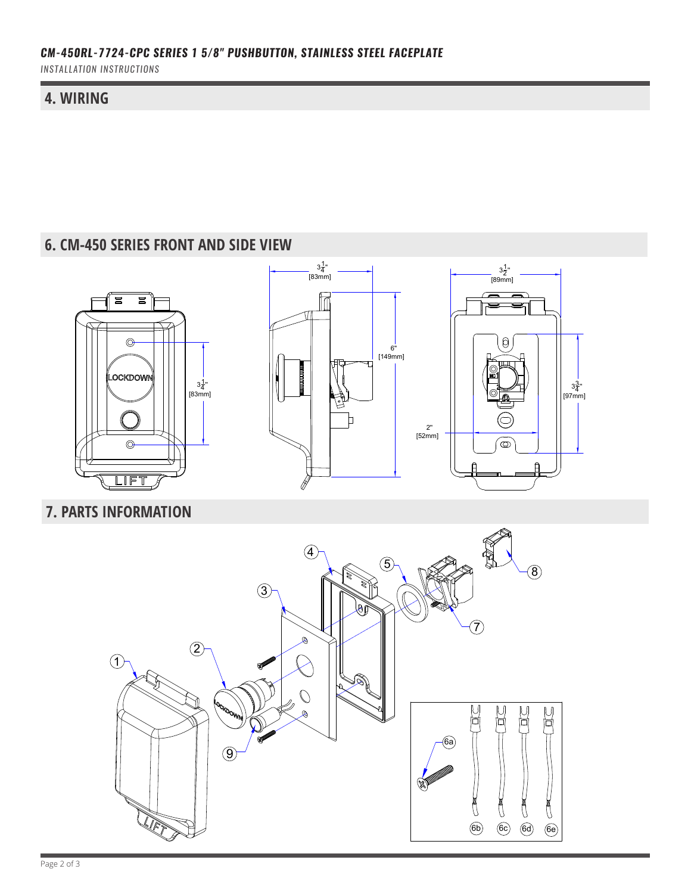## 4. WIRING

## 6. CM-450 SERIES FRONT AND SIDE VIEW

LOCKDOWN

LIFT

3 1/4" [83mm]

3 1/4" [83mm]

6" [149mm]

3 1/2" [89mm]

3 3/4" [97mm]

2" [52mm]

## 7. PARTS INFORMATION

1
2
3
4
5
6a
6b
6c
6d
6e
7
8
9

LOCKDOWN

LIFT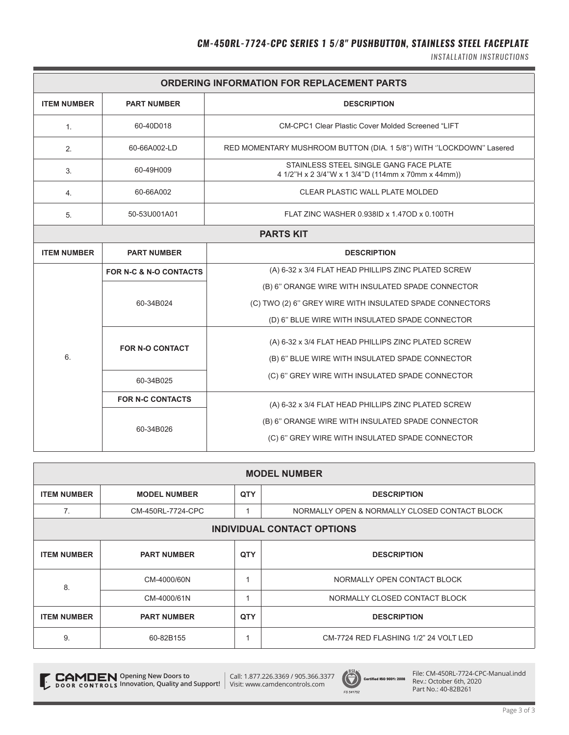| ORDERING INFORMATION FOR REPLACEMENT PARTS | | |
|---|---|---|
| **ITEM NUMBER** | **PART NUMBER** | **DESCRIPTION** |
| 1. | 60-40D018 | CM-CPC1 Clear Plastic Cover Molded Screened "LIFT |
| 2. | 60-66A002-LD | RED MOMENTARY MUSHROOM BUTTON (DIA. 1 5/8'') WITH ''LOCKDOWN'' Lasered |
| 3. | 60-49H009 | STAINLESS STEEL SINGLE GANG FACE PLATE 4 1/2"H x 2 3/4"W x 1 3/4"D (114mm x 70mm x 44mm)) |
| 4. | 60-66A002 | CLEAR PLASTIC WALL PLATE MOLDED |
| 5. | 50-53U001A01 | FLAT ZINC WASHER 0.938ID x 1.47OD x 0.100TH |

| PARTS KIT | | |
|---|---|---|
| **ITEM NUMBER** | **PART NUMBER** | **DESCRIPTION** |
| 6. | **FOR N-C & N-O CONTACTS** 60-34B024 | (A) 6-32 x 3/4 FLAT HEAD PHILLIPS ZINC PLATED SCREW<br>(B) 6'' ORANGE WIRE WITH INSULATED SPADE CONNECTOR<br>(C) TWO (2) 6'' GREY WIRE WITH INSULATED SPADE CONNECTORS<br>(D) 6'' BLUE WIRE WITH INSULATED SPADE CONNECTOR |
| | **FOR N-O CONTACT** 60-34B025 | (A) 6-32 x 3/4 FLAT HEAD PHILLIPS ZINC PLATED SCREW<br>(B) 6'' BLUE WIRE WITH INSULATED SPADE CONNECTOR<br>(C) 6'' GREY WIRE WITH INSULATED SPADE CONNECTOR |
| | **FOR N-C CONTACTS** 60-34B026 | (A) 6-32 x 3/4 FLAT HEAD PHILLIPS ZINC PLATED SCREW<br>(B) 6'' ORANGE WIRE WITH INSULATED SPADE CONNECTOR<br>(C) 6'' GREY WIRE WITH INSULATED SPADE CONNECTOR |

| MODEL NUMBER | | | |
|---|---|---|---|
| **ITEM NUMBER** | **MODEL NUMBER** | **QTY** | **DESCRIPTION** |
| 7. | CM-450RL-7724-CPC | 1 | NORMALLY OPEN & NORMALLY CLOSED CONTACT BLOCK |

| INDIVIDUAL CONTACT OPTIONS | | | |
|---|---|---|---|
| **ITEM NUMBER** | **PART NUMBER** | **QTY** | **DESCRIPTION** |
| 8. | CM-4000/60N | 1 | NORMALLY OPEN CONTACT BLOCK |
| | CM-4000/61N | 1 | NORMALLY CLOSED CONTACT BLOCK |
| **ITEM NUMBER** | **PART NUMBER** | **QTY** | **DESCRIPTION** |
| 9. | 60-82B155 | 1 | CM-7724 RED FLASHING 1/2" 24 VOLT LED |

CAMDEN DOOR CONTROLS Opening New Doors to Innovation, Quality and Support!

Call: 1.877.226.3369 / 905.366.3377
Visit: www.camdencontrols.com

Certified ISO 9001: 2008 FS 541752

File: CM-450RL-7724-CPC-Manual.indd
Rev.: October 6th, 2020
Part No.: 40-82B261